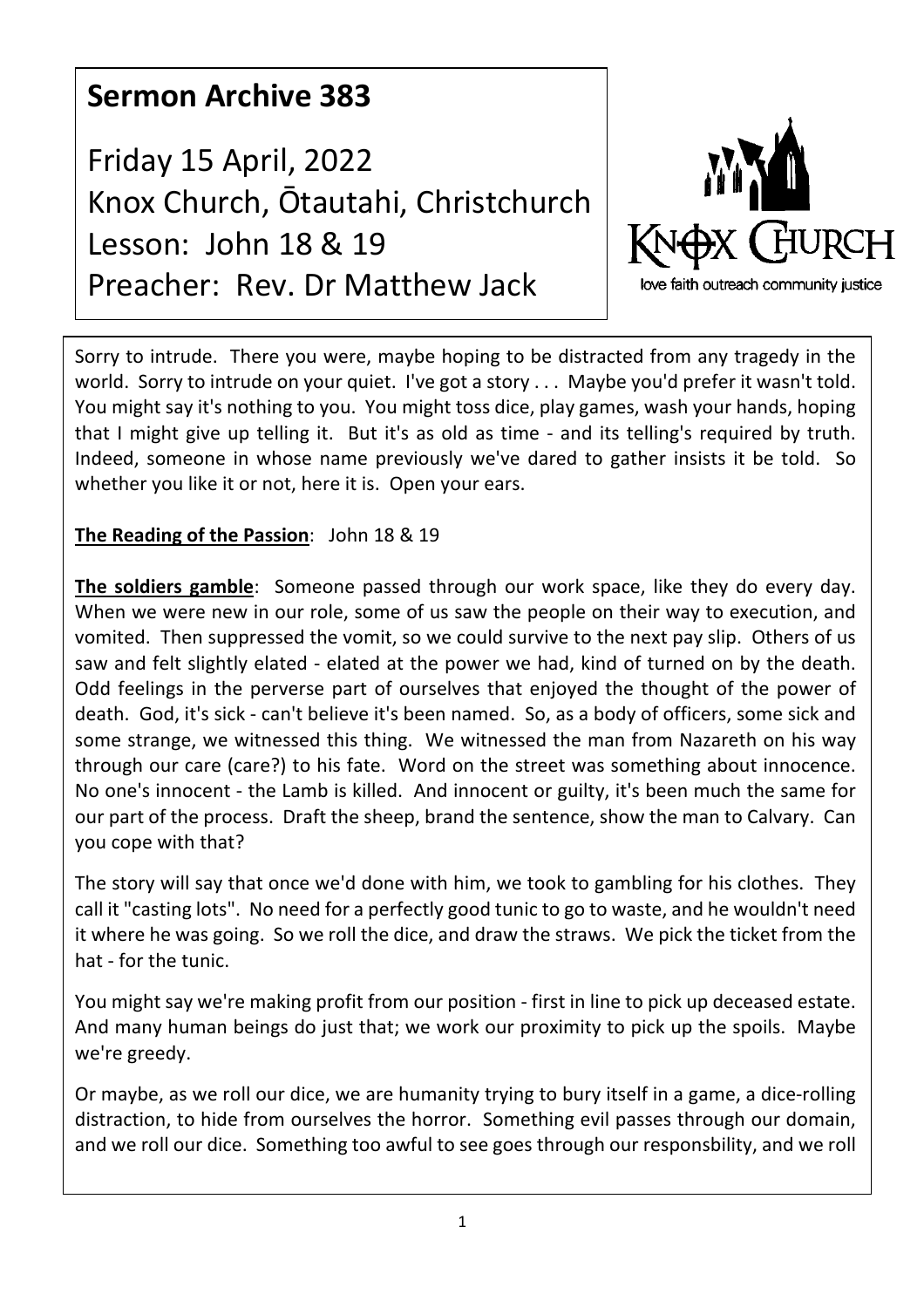# Sermon Archive 383

Friday 15 April, 2022
Knox Church, Ōtautahi, Christchurch
Lesson: John 18 & 19
Preacher: Rev. Dr Matthew Jack

Sorry to intrude. There you were, maybe hoping to be distracted from any tragedy in the world. Sorry to intrude on your quiet. I've got a story . . . Maybe you'd prefer it wasn't told. You might say it's nothing to you. You might toss dice, play games, wash your hands, hoping that I might give up telling it. But it's as old as time - and its telling's required by truth. Indeed, someone in whose name previously we've dared to gather insists it be told. So whether you like it or not, here it is. Open your ears.

**The Reading of the Passion**: John 18 & 19

**The soldiers gamble**: Someone passed through our work space, like they do every day. When we were new in our role, some of us saw the people on their way to execution, and vomited. Then suppressed the vomit, so we could survive to the next pay slip. Others of us saw and felt slightly elated - elated at the power we had, kind of turned on by the death. Odd feelings in the perverse part of ourselves that enjoyed the thought of the power of death. God, it's sick - can't believe it's been named. So, as a body of officers, some sick and some strange, we witnessed this thing. We witnessed the man from Nazareth on his way through our care (care?) to his fate. Word on the street was something about innocence. No one's innocent - the Lamb is killed. And innocent or guilty, it's been much the same for our part of the process. Draft the sheep, brand the sentence, show the man to Calvary. Can you cope with that?

The story will say that once we'd done with him, we took to gambling for his clothes. They call it "casting lots". No need for a perfectly good tunic to go to waste, and he wouldn't need it where he was going. So we roll the dice, and draw the straws. We pick the ticket from the hat - for the tunic.

You might say we're making profit from our position - first in line to pick up deceased estate. And many human beings do just that; we work our proximity to pick up the spoils. Maybe we're greedy.

Or maybe, as we roll our dice, we are humanity trying to bury itself in a game, a dice-rolling distraction, to hide from ourselves the horror. Something evil passes through our domain, and we roll our dice. Something too awful to see goes through our responsbility, and we roll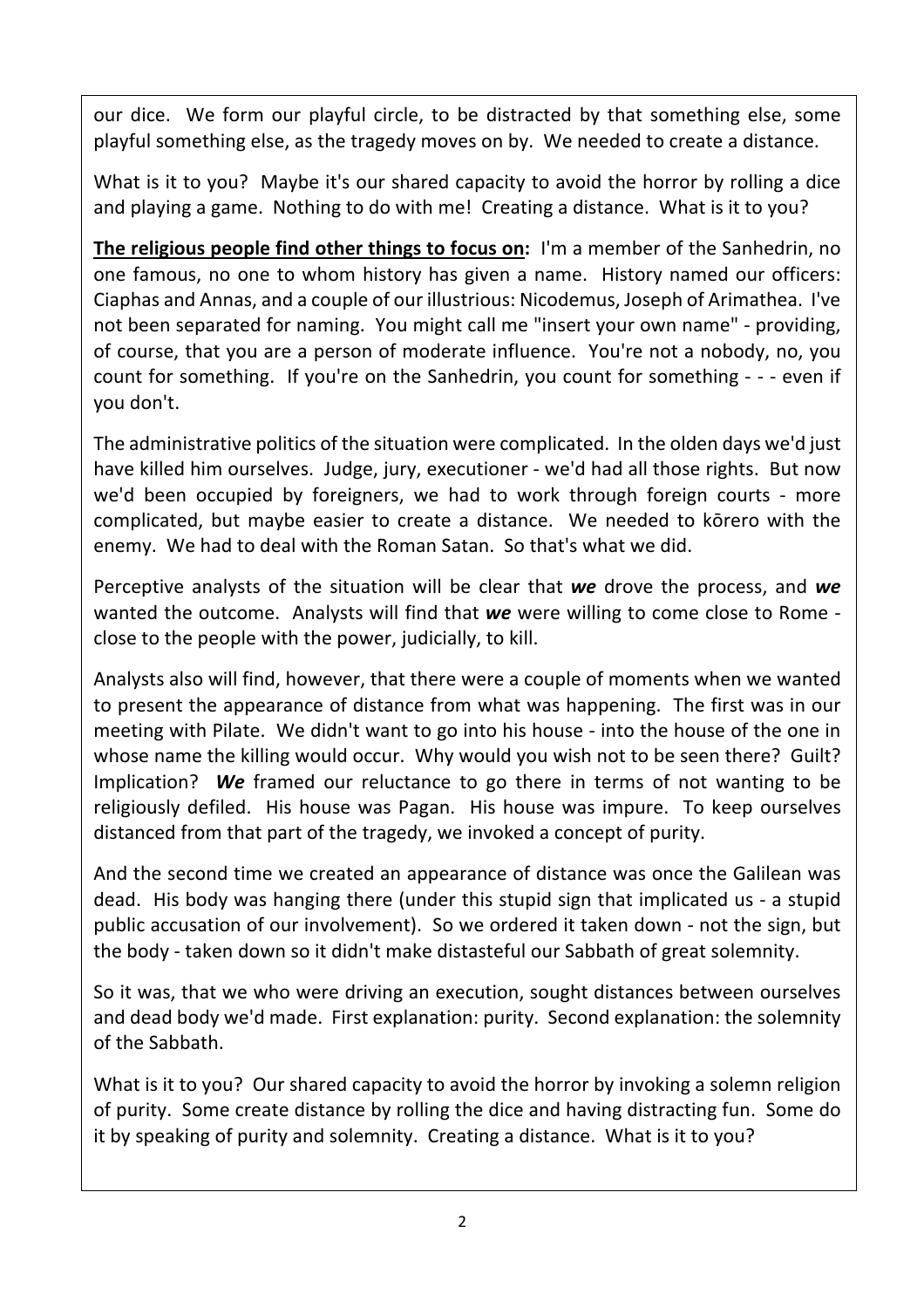our dice. We form our playful circle, to be distracted by that something else, some playful something else, as the tragedy moves on by. We needed to create a distance.

What is it to you? Maybe it's our shared capacity to avoid the horror by rolling a dice and playing a game. Nothing to do with me! Creating a distance. What is it to you?

**The religious people find other things to focus on:** I'm a member of the Sanhedrin, no one famous, no one to whom history has given a name. History named our officers: Ciaphas and Annas, and a couple of our illustrious: Nicodemus, Joseph of Arimathea. I've not been separated for naming. You might call me "insert your own name" - providing, of course, that you are a person of moderate influence. You're not a nobody, no, you count for something. If you're on the Sanhedrin, you count for something - - - even if you don't.

The administrative politics of the situation were complicated. In the olden days we'd just have killed him ourselves. Judge, jury, executioner - we'd had all those rights. But now we'd been occupied by foreigners, we had to work through foreign courts - more complicated, but maybe easier to create a distance. We needed to kōrero with the enemy. We had to deal with the Roman Satan. So that's what we did.

Perceptive analysts of the situation will be clear that ***we*** drove the process, and ***we*** wanted the outcome. Analysts will find that ***we*** were willing to come close to Rome - close to the people with the power, judicially, to kill.

Analysts also will find, however, that there were a couple of moments when we wanted to present the appearance of distance from what was happening. The first was in our meeting with Pilate. We didn't want to go into his house - into the house of the one in whose name the killing would occur. Why would you wish not to be seen there? Guilt? Implication? ***We*** framed our reluctance to go there in terms of not wanting to be religiously defiled. His house was Pagan. His house was impure. To keep ourselves distanced from that part of the tragedy, we invoked a concept of purity.

And the second time we created an appearance of distance was once the Galilean was dead. His body was hanging there (under this stupid sign that implicated us - a stupid public accusation of our involvement). So we ordered it taken down - not the sign, but the body - taken down so it didn't make distasteful our Sabbath of great solemnity.

So it was, that we who were driving an execution, sought distances between ourselves and dead body we'd made. First explanation: purity. Second explanation: the solemnity of the Sabbath.

What is it to you? Our shared capacity to avoid the horror by invoking a solemn religion of purity. Some create distance by rolling the dice and having distracting fun. Some do it by speaking of purity and solemnity. Creating a distance. What is it to you?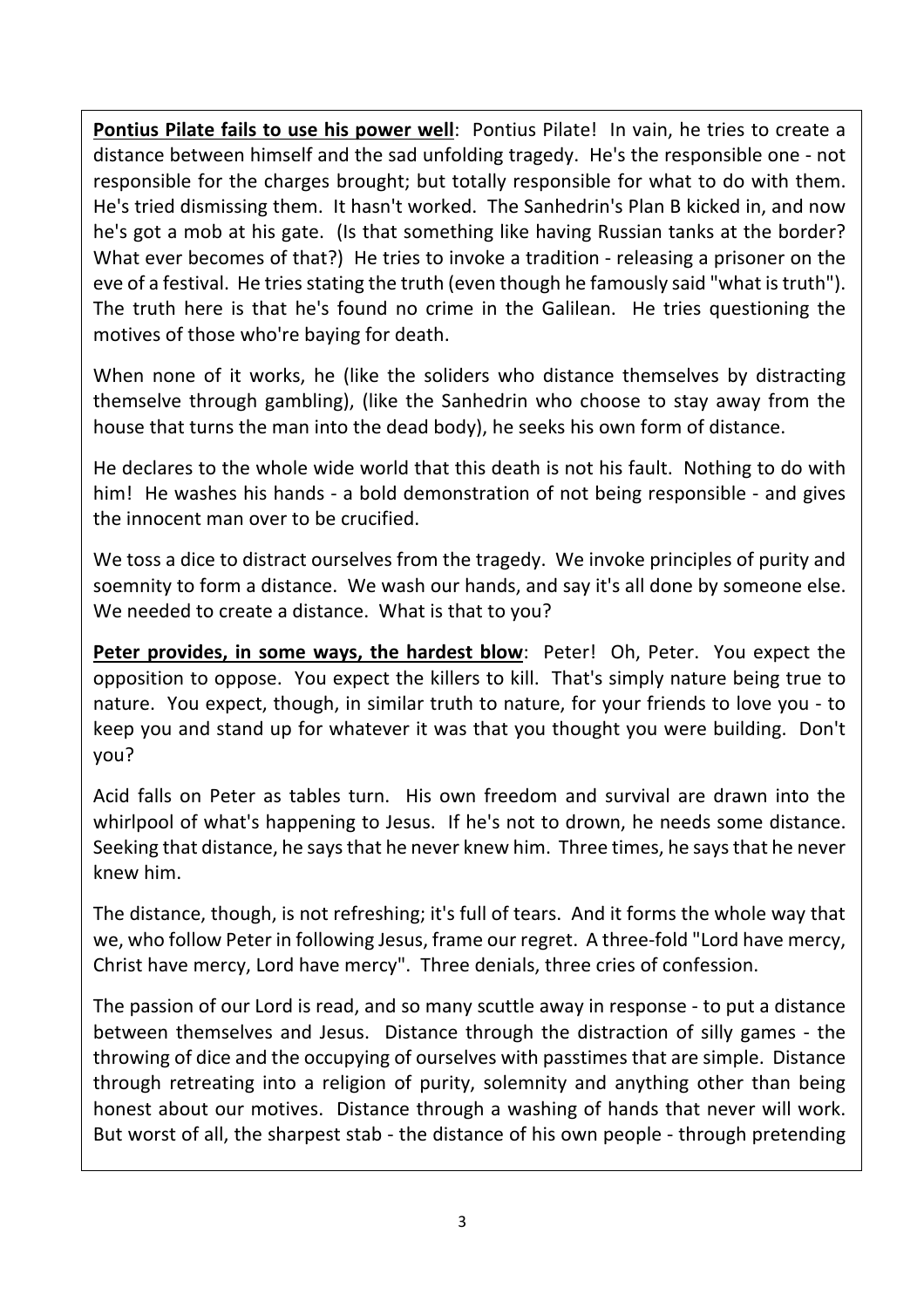**Pontius Pilate fails to use his power well**: Pontius Pilate! In vain, he tries to create a distance between himself and the sad unfolding tragedy. He's the responsible one - not responsible for the charges brought; but totally responsible for what to do with them. He's tried dismissing them. It hasn't worked. The Sanhedrin's Plan B kicked in, and now he's got a mob at his gate. (Is that something like having Russian tanks at the border? What ever becomes of that?) He tries to invoke a tradition - releasing a prisoner on the eve of a festival. He tries stating the truth (even though he famously said "what is truth"). The truth here is that he's found no crime in the Galilean. He tries questioning the motives of those who're baying for death.

When none of it works, he (like the soliders who distance themselves by distracting themselve through gambling), (like the Sanhedrin who choose to stay away from the house that turns the man into the dead body), he seeks his own form of distance.

He declares to the whole wide world that this death is not his fault. Nothing to do with him! He washes his hands - a bold demonstration of not being responsible - and gives the innocent man over to be crucified.

We toss a dice to distract ourselves from the tragedy. We invoke principles of purity and soemnity to form a distance. We wash our hands, and say it's all done by someone else. We needed to create a distance. What is that to you?

**Peter provides, in some ways, the hardest blow**: Peter! Oh, Peter. You expect the opposition to oppose. You expect the killers to kill. That's simply nature being true to nature. You expect, though, in similar truth to nature, for your friends to love you - to keep you and stand up for whatever it was that you thought you were building. Don't you?

Acid falls on Peter as tables turn. His own freedom and survival are drawn into the whirlpool of what's happening to Jesus. If he's not to drown, he needs some distance. Seeking that distance, he says that he never knew him. Three times, he says that he never knew him.

The distance, though, is not refreshing; it's full of tears. And it forms the whole way that we, who follow Peter in following Jesus, frame our regret. A three-fold "Lord have mercy, Christ have mercy, Lord have mercy". Three denials, three cries of confession.

The passion of our Lord is read, and so many scuttle away in response - to put a distance between themselves and Jesus. Distance through the distraction of silly games - the throwing of dice and the occupying of ourselves with passtimes that are simple. Distance through retreating into a religion of purity, solemnity and anything other than being honest about our motives. Distance through a washing of hands that never will work. But worst of all, the sharpest stab - the distance of his own people - through pretending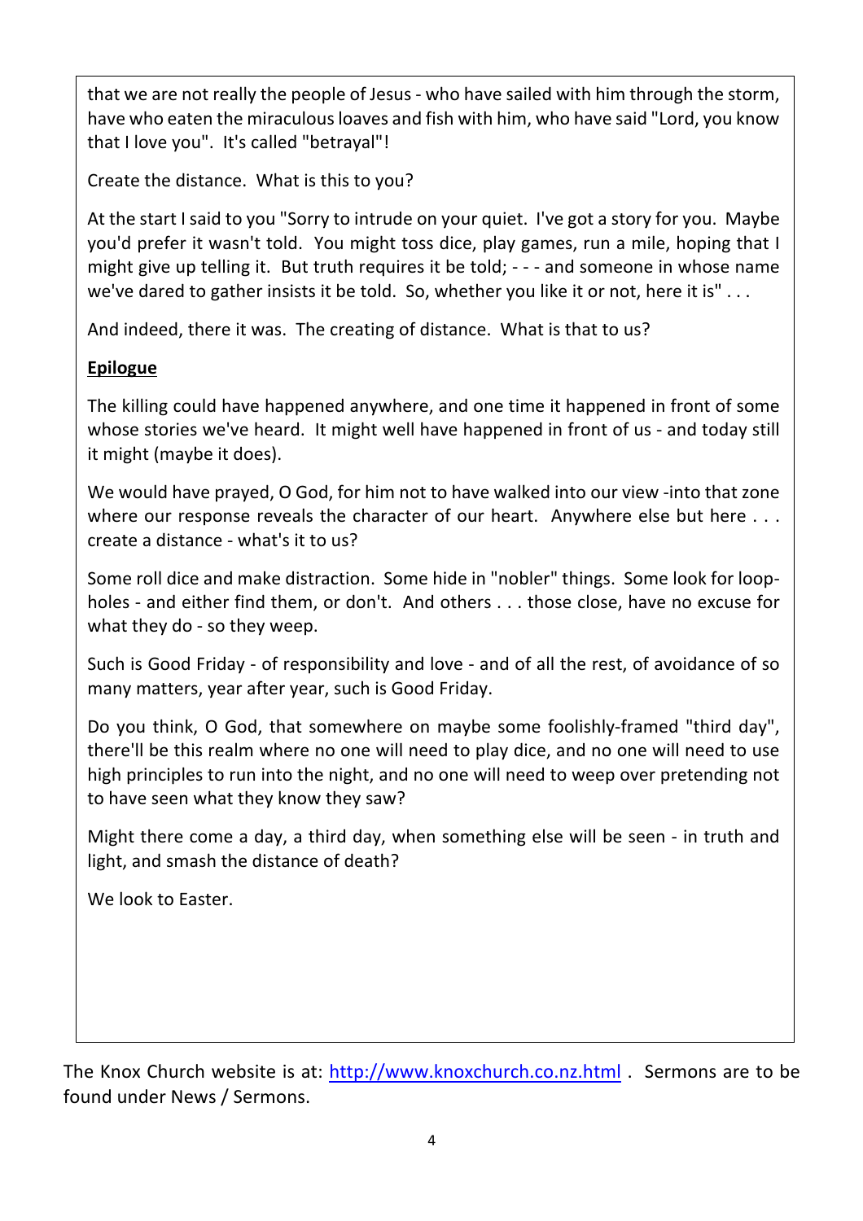that we are not really the people of Jesus - who have sailed with him through the storm, have who eaten the miraculous loaves and fish with him, who have said "Lord, you know that I love you". It's called "betrayal"!

Create the distance. What is this to you?

At the start I said to you "Sorry to intrude on your quiet. I've got a story for you. Maybe you'd prefer it wasn't told. You might toss dice, play games, run a mile, hoping that I might give up telling it. But truth requires it be told; - - - and someone in whose name we've dared to gather insists it be told. So, whether you like it or not, here it is" . . .

And indeed, there it was. The creating of distance. What is that to us?

**Epilogue**

The killing could have happened anywhere, and one time it happened in front of some whose stories we've heard. It might well have happened in front of us - and today still it might (maybe it does).

We would have prayed, O God, for him not to have walked into our view -into that zone where our response reveals the character of our heart. Anywhere else but here . . . create a distance - what's it to us?

Some roll dice and make distraction. Some hide in "nobler" things. Some look for loop-holes - and either find them, or don't. And others . . . those close, have no excuse for what they do - so they weep.

Such is Good Friday - of responsibility and love - and of all the rest, of avoidance of so many matters, year after year, such is Good Friday.

Do you think, O God, that somewhere on maybe some foolishly-framed "third day", there'll be this realm where no one will need to play dice, and no one will need to use high principles to run into the night, and no one will need to weep over pretending not to have seen what they know they saw?

Might there come a day, a third day, when something else will be seen - in truth and light, and smash the distance of death?

We look to Easter.

The Knox Church website is at: http://www.knoxchurch.co.nz.html . Sermons are to be found under News / Sermons.